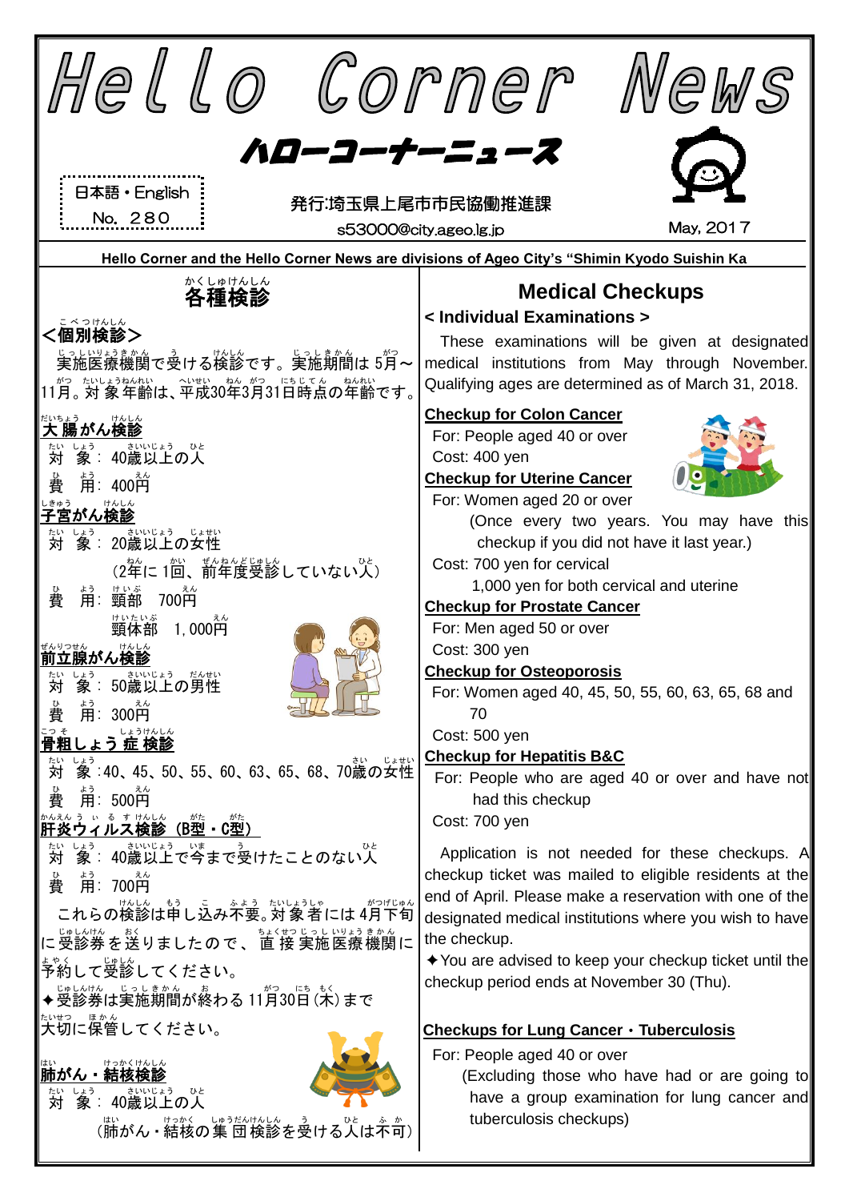# Hello Corner News

## ハローコーナーニュース

日本語・English
No. 280

発行:埼玉県上尾市市民協働推進課
s53000@city.ageo.lg.jp

May, 2017

**Hello Corner and the Hello Corner News are divisions of Ageo City's "Shimin Kyodo Suishin Ka**

## 各種検診

### <個別検診>

実施医療機関で受ける検診です。実施期間は 5月～11月。対象年齢は、平成30年3月31日時点の年齢です。

**大腸がん検診**

対　象：40歳以上の人
費　用：400円

**子宮がん検診**

対　象：20歳以上の女性
（2年に 1回、前年度受診していない人）
費　用：頸部　700円
　　　　頸体部　1,000円

**前立腺がん検診**

対　象：50歳以上の男性
費　用：300円

**骨粗しょう症検診**

対　象：40、45、50、55、60、63、65、68、70歳の女性
費　用：500円

**肝炎ウィルス検診（B型・C型）**

対　象：40歳以上で今まで受けたことのない人
費　用：700円

これらの検診は申し込み不要。対象者には 4月下旬に受診券を送りましたので、直接実施医療機関に予約して受診してください。

✦受診券は実施期間が終わる 11月30日（木）まで大切に保管してください。

**肺がん・結核検診**

対　象：40歳以上の人
（肺がん・結核の集団検診を受ける人は不可）

## Medical Checkups

### < Individual Examinations >

These examinations will be given at designated medical institutions from May through November. Qualifying ages are determined as of March 31, 2018.

**Checkup for Colon Cancer**

For: People aged 40 or over
Cost: 400 yen

**Checkup for Uterine Cancer**

For: Women aged 20 or over
(Once every two years. You may have this checkup if you did not have it last year.)
Cost: 700 yen for cervical
1,000 yen for both cervical and uterine

**Checkup for Prostate Cancer**

For: Men aged 50 or over
Cost: 300 yen

**Checkup for Osteoporosis**

For: Women aged 40, 45, 50, 55, 60, 63, 65, 68 and 70
Cost: 500 yen

**Checkup for Hepatitis B&C**

For: People who are aged 40 or over and have not had this checkup
Cost: 700 yen

Application is not needed for these checkups. A checkup ticket was mailed to eligible residents at the end of April. Please make a reservation with one of the designated medical institutions where you wish to have the checkup.

✦You are advised to keep your checkup ticket until the checkup period ends at November 30 (Thu).

**Checkups for Lung Cancer・Tuberculosis**

For: People aged 40 or over
(Excluding those who have had or are going to have a group examination for lung cancer and tuberculosis checkups)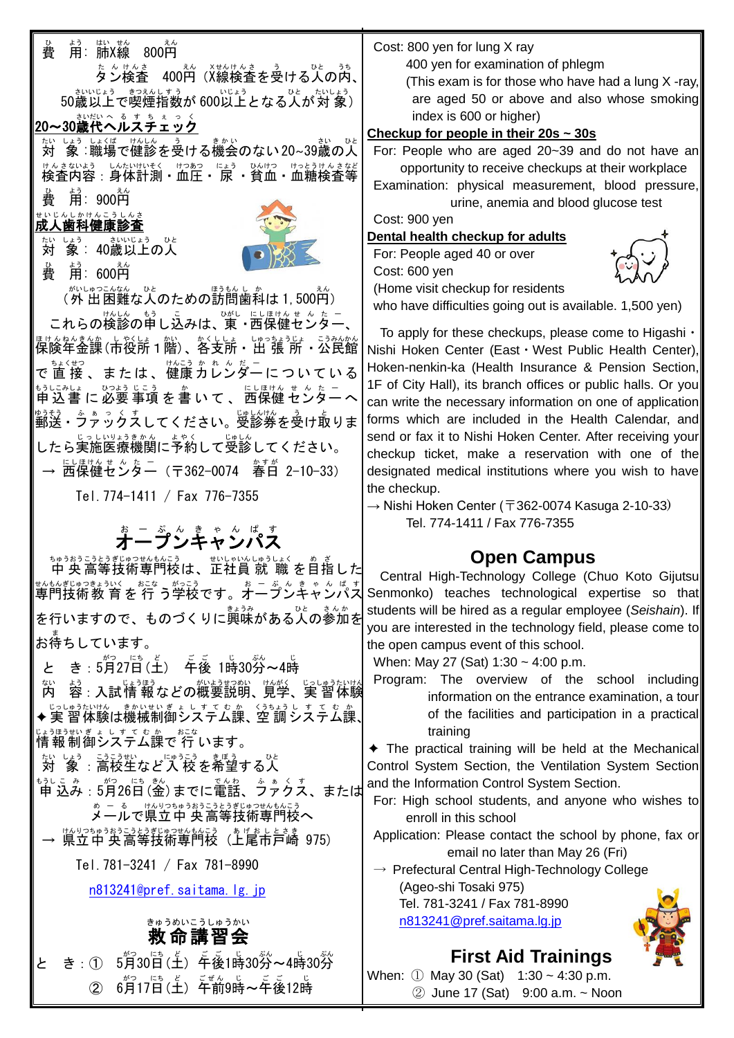費　用：肺X線　800円

タン検査　400円（X線検査を受ける人の内、50歳以上で喫煙指数が600以上となる人が対象）

**20～30歳代ヘルスチェック**

対　象：職場で健診を受ける機会のない20～39歳の人

検査内容：身体計測・血圧・尿・貧血・血糖検査等

費　用：900円

**成人歯科健康診査**

対　象：40歳以上の人

費　用：600円

（外出困難な人のための訪問歯科は1,500円）

これらの検診の申し込みは、東・西保健センター、保険年金課（市役所１階）、各支所・出張所・公民館で直接、または、健康カレンダーについている申込書に必要事項を書いて、西保健センターへ郵送・ファックスしてください。受診券を受け取りましたら実施医療機関に予約して受診してください。

→ 西保健センター（〒362-0074　春日 2-10-33）

Tel.774-1411 / Fax 776-7355

## オープンキャンパス

中央高等技術専門校は、正社員就職を目指した専門技術教育を行う学校です。オープンキャンパスを行いますので、ものづくりに興味がある人の参加をお待ちしています。

と　き：5月27日（土）　午後 1時30分～4時

内　容：入試情報などの概要説明、見学、実習体験

✦実習体験は機械制御システム課、空調システム課、情報制御システム課で行います。

対　象：高校生など入校を希望する人

申込み：5月26日（金）までに電話、ファクス、またはメールで県立中央高等技術専門校へ

→ 県立中央高等技術専門校（上尾市戸崎 975）

Tel.781-3241 / Fax 781-8990

n813241@pref.saitama.lg.jp

## 救命講習会

とき：① 5月30日（土）午後1時30分～4時30分

② 6月17日（土）午前9時～午後12時

---

Cost: 800 yen for lung X ray

400 yen for examination of phlegm

(This exam is for those who have had a lung X-ray, are aged 50 or above and also whose smoking index is 600 or higher)

**Checkup for people in their 20s ~ 30s**

For: People who are aged 20~39 and do not have an opportunity to receive checkups at their workplace

Examination: physical measurement, blood pressure, urine, anemia and blood glucose test

Cost: 900 yen

**Dental health checkup for adults**

For: People aged 40 or over

Cost: 600 yen

(Home visit checkup for residents who have difficulties going out is available. 1,500 yen)

To apply for these checkups, please come to Higashi・Nishi Hoken Center (East・West Public Health Center), Hoken-nenkin-ka (Health Insurance & Pension Section, 1F of City Hall), its branch offices or public halls. Or you can write the necessary information on one of application forms which are included in the Health Calendar, and send or fax it to Nishi Hoken Center. After receiving your checkup ticket, make a reservation with one of the designated medical institutions where you wish to have the checkup.

→ Nishi Hoken Center (〒362-0074 Kasuga 2-10-33)

Tel. 774-1411 / Fax 776-7355

## Open Campus

Central High-Technology College (Chuo Koto Gijutsu Senmonko) teaches technological expertise so that students will be hired as a regular employee (*Seishain*). If you are interested in the technology field, please come to the open campus event of this school.

When: May 27 (Sat) 1:30 ~ 4:00 p.m.

Program: The overview of the school including information on the entrance examination, a tour of the facilities and participation in a practical training

✦ The practical training will be held at the Mechanical Control System Section, the Ventilation System Section and the Information Control System Section.

For: High school students, and anyone who wishes to enroll in this school

Application: Please contact the school by phone, fax or email no later than May 26 (Fri)

→ Prefectural Central High-Technology College (Ageo-shi Tosaki 975)

Tel. 781-3241 / Fax 781-8990

n813241@pref.saitama.lg.jp

## First Aid Trainings

When: ① May 30 (Sat)　1:30 ~ 4:30 p.m.

② June 17 (Sat)　9:00 a.m. ~ Noon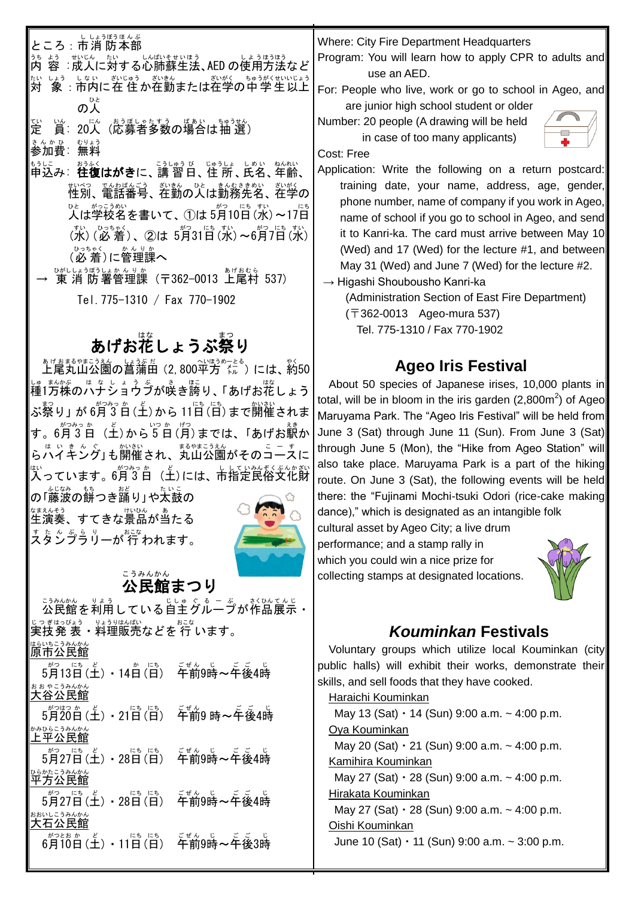ところ：市消防本部
内容：成人に対する心肺蘇生法、AEDの使用方法など
対象：市内に在住か在勤または在学の中学生以上の人
定員：20人（応募者多数の場合は抽選）
参加費：無料
申込み：**往復はがき**に、講習日、住所、氏名、年齢、性別、電話番号、在勤の人は勤務先名、在学の人は学校名を書いて、①は5月10日（水）～17日（水）（必着）、②は5月31日（水）～6月7日（水）（必着）に管理課へ
→ 東消防署管理課（〒362-0013 上尾村537）
Tel.775-1310 ／ Fax 770-1902

## あげお花しょうぶ祭り

上尾丸山公園の菖蒲田（2,800平方メートル）には、約50種1万株のハナショウブが咲き誇り、「あげお花しょうぶ祭り」が6月3日（土）から11日（日）まで開催されます。6月3日（土）から5日（月）までは、「あげお駅からハイキング」も開催され、丸山公園がそのコースに入っています。6月3日（土）には、市指定民俗文化財の「藤波の餅つき踊り」や太鼓の生演奏、すてきな景品が当たるスタンプラリーが行われます。

## 公民館まつり

公民館を利用している自主グループが作品展示・実技発表・料理販売などを行います。

原市公民館
5月13日（土）・14日（日） 午前9時～午後4時

大谷公民館
5月20日（土）・21日（日） 午前9時～午後4時

上平公民館
5月27日（土）・28日（日） 午前9時～午後4時

平方公民館
5月27日（土）・28日（日） 午前9時～午後4時

大石公民館
6月10日（土）・11日（日） 午前9時～午後3時

Where: City Fire Department Headquarters
Program: You will learn how to apply CPR to adults and use an AED.
For: People who live, work or go to school in Ageo, and are junior high school student or older
Number: 20 people (A drawing will be held in case of too many applicants)
Cost: Free
Application: Write the following on a return postcard: training date, your name, address, age, gender, phone number, name of company if you work in Ageo, name of school if you go to school in Ageo, and send it to Kanri-ka. The card must arrive between May 10 (Wed) and 17 (Wed) for the lecture #1, and between May 31 (Wed) and June 7 (Wed) for the lecture #2.
→ Higashi Shoubousho Kanri-ka
(Administration Section of East Fire Department)
(〒362-0013 Ageo-mura 537)
Tel. 775-1310 / Fax 770-1902

## Ageo Iris Festival

About 50 species of Japanese irises, 10,000 plants in total, will be in bloom in the iris garden (2,800m$^2$) of Ageo Maruyama Park. The "Ageo Iris Festival" will be held from June 3 (Sat) through June 11 (Sun). From June 3 (Sat) through June 5 (Mon), the "Hike from Ageo Station" will also take place. Maruyama Park is a part of the hiking route. On June 3 (Sat), the following events will be held there: the "Fujinami Mochi-tsuki Odori (rice-cake making dance)," which is designated as an intangible folk cultural asset by Ageo City; a live drum performance; and a stamp rally in which you could win a nice prize for collecting stamps at designated locations.

## *Kouminkan* Festivals

Voluntary groups which utilize local Kouminkan (city public halls) will exhibit their works, demonstrate their skills, and sell foods that they have cooked.

Haraichi Kouminkan
May 13 (Sat)・14 (Sun) 9:00 a.m. ~ 4:00 p.m.

Oya Kouminkan
May 20 (Sat)・21 (Sun) 9:00 a.m. ~ 4:00 p.m.

Kamihira Kouminkan
May 27 (Sat)・28 (Sun) 9:00 a.m. ~ 4:00 p.m.

Hirakata Kouminkan
May 27 (Sat)・28 (Sun) 9:00 a.m. ~ 4:00 p.m.

Oishi Kouminkan
June 10 (Sat)・11 (Sun) 9:00 a.m. ~ 3:00 p.m.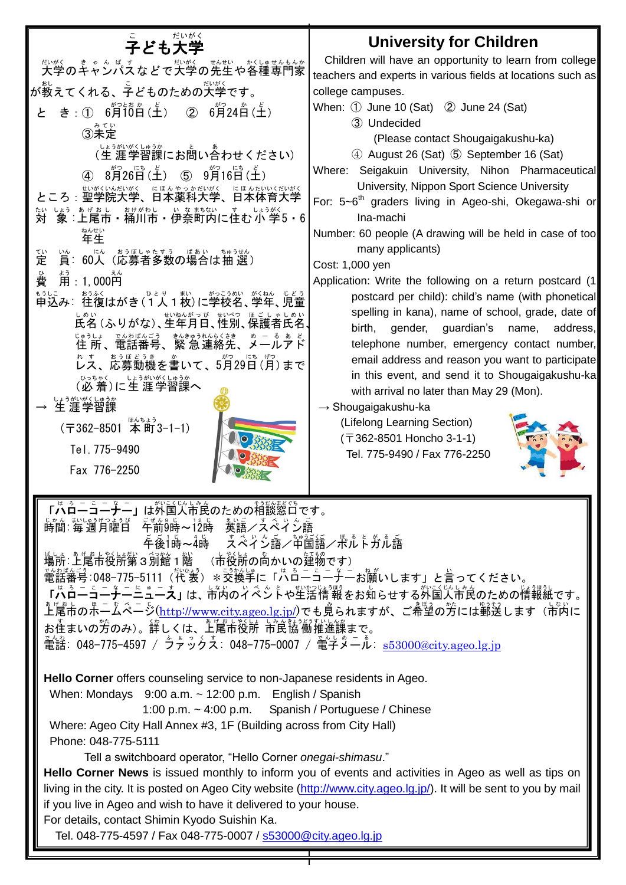## 子ども大学

大学のキャンパスなどで大学の先生や各種専門家が教えてくれる、子どものための大学です。

とき：① 6月10日(土)　② 6月24日(土)
③未定
（生涯学習課にお問い合わせください）
④ 8月26日(土)　⑤ 9月16日(土)

ところ：聖学院大学、日本薬科大学、日本体育大学

対象：上尾市・桶川市・伊奈町内に住む小学5・6年生

定員：60人（応募者多数の場合は抽選）

費用：1,000円

申込み：往復はがき（1人1枚）に学校名、学年、児童氏名（ふりがな）、生年月日、性別、保護者氏名、住所、電話番号、緊急連絡先、メールアドレス、応募動機を書いて、5月29日(月)まで（必着）に生涯学習課へ

→ 生涯学習課
（〒362-8501 本町3-1-1）
Tel. 775-9490
Fax 776-2250

## University for Children

Children will have an opportunity to learn from college teachers and experts in various fields at locations such as college campuses.

When: ① June 10 (Sat)　② June 24 (Sat)
③ Undecided
(Please contact Shougaigakushu-ka)
④ August 26 (Sat) ⑤ September 16 (Sat)

Where: Seigakuin University, Nihon Pharmaceutical University, Nippon Sport Science University

For: 5~6th graders living in Ageo-shi, Okegawa-shi or Ina-machi

Number: 60 people (A drawing will be held in case of too many applicants)

Cost: 1,000 yen

Application: Write the following on a return postcard (1 postcard per child): child's name (with phonetical spelling in kana), name of school, grade, date of birth, gender, guardian's name, address, telephone number, emergency contact number, email address and reason you want to participate in this event, and send it to Shougaigakushu-ka with arrival no later than May 29 (Mon).

→ Shougaigakushu-ka
(Lifelong Learning Section)
(〒362-8501 Honcho 3-1-1)
Tel. 775-9490 / Fax 776-2250

---

**「ハローコーナー」**は外国人市民のための相談窓口です。
時間：毎週月曜日　午前9時～12時　英語／スペイン語
午後1時～4時　スペイン語／中国語／ポルトガル語
場所：上尾市役所第３別館１階　（市役所の向かいの建物です）
電話番号:048-775-5111（代表）＊交換手に「ハローコーナーお願いします」と言ってください。
**「ハローコーナーニュース」**は、市内のイベントや生活情報をお知らせする外国人市民のための情報紙です。上尾市のホームページ(http://www.city.ageo.lg.jp/)でも見られますが、ご希望の方には郵送します（市内にお住まいの方のみ）。詳しくは、上尾市役所 市民協働推進課まで。
電話：048-775-4597 / ファックス：048-775-0007 / 電子メール：s53000@city.ageo.lg.jp

**Hello Corner** offers counseling service to non-Japanese residents in Ageo.
When: Mondays　9:00 a.m. ~ 12:00 p.m.　English / Spanish
1:00 p.m. ~ 4:00 p.m.　Spanish / Portuguese / Chinese
Where: Ageo City Hall Annex #3, 1F (Building across from City Hall)
Phone: 048-775-5111
Tell a switchboard operator, "Hello Corner *onegai-shimasu*."
**Hello Corner News** is issued monthly to inform you of events and activities in Ageo as well as tips on living in the city. It is posted on Ageo City website (http://www.city.ageo.lg.jp/). It will be sent to you by mail if you live in Ageo and wish to have it delivered to your house.
For details, contact Shimin Kyodo Suishin Ka.
Tel. 048-775-4597 / Fax 048-775-0007 / s53000@city.ageo.lg.jp